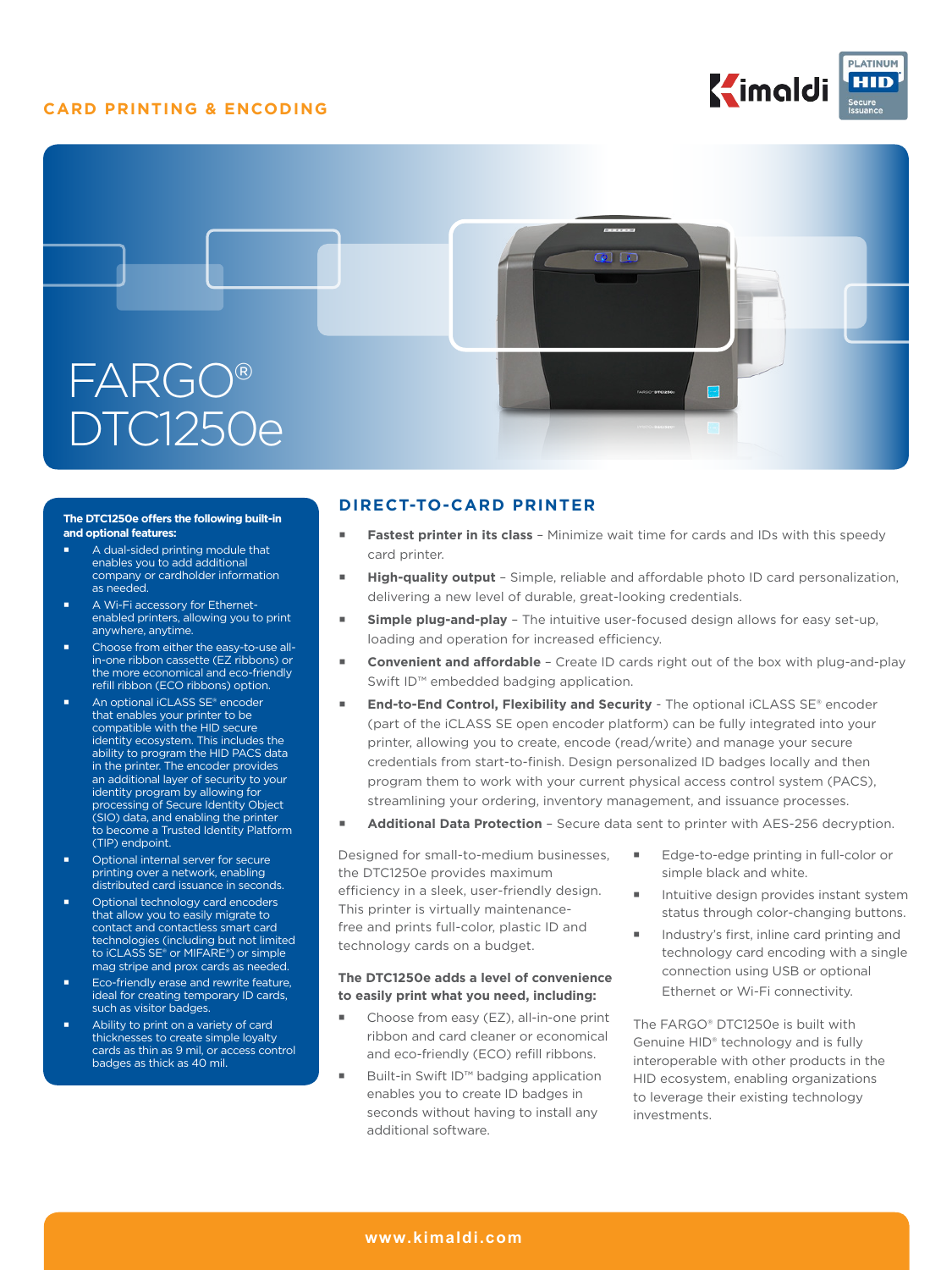CARD PRINTING & ENCODING

# FARGO® DTC1250e

**The DTC1250e offers the following built-in and optional features:**

- A dual-sided printing module that enables you to add additional company or cardholder information as needed.
- A Wi-Fi accessory for Ethernet-enabled printers, allowing you to print anywhere, anytime.
- Choose from either the easy-to-use all-in-one ribbon cassette (EZ ribbons) or the more economical and eco-friendly refill ribbon (ECO ribbons) option.
- An optional iCLASS SE® encoder that enables your printer to be compatible with the HID secure identity ecosystem. This includes the ability to program the HID PACS data in the printer. The encoder provides an additional layer of security to your identity program by allowing for processing of Secure Identity Object (SIO) data, and enabling the printer to become a Trusted Identity Platform (TIP) endpoint.
- Optional internal server for secure printing over a network, enabling distributed card issuance in seconds.
- Optional technology card encoders that allow you to easily migrate to contact and contactless smart card technologies (including but not limited to iCLASS SE® or MIFARE®) or simple mag stripe and prox cards as needed.
- Eco-friendly erase and rewrite feature, ideal for creating temporary ID cards, such as visitor badges.
- Ability to print on a variety of card thicknesses to create simple loyalty cards as thin as 9 mil, or access control badges as thick as 40 mil.

## DIRECT-TO-CARD PRINTER

- **Fastest printer in its class** – Minimize wait time for cards and IDs with this speedy card printer.
- **High-quality output** – Simple, reliable and affordable photo ID card personalization, delivering a new level of durable, great-looking credentials.
- **Simple plug-and-play** – The intuitive user-focused design allows for easy set-up, loading and operation for increased efficiency.
- **Convenient and affordable** – Create ID cards right out of the box with plug-and-play Swift ID™ embedded badging application.
- **End-to-End Control, Flexibility and Security** - The optional iCLASS SE® encoder (part of the iCLASS SE open encoder platform) can be fully integrated into your printer, allowing you to create, encode (read/write) and manage your secure credentials from start-to-finish. Design personalized ID badges locally and then program them to work with your current physical access control system (PACS), streamlining your ordering, inventory management, and issuance processes.
- **Additional Data Protection** – Secure data sent to printer with AES-256 decryption.

Designed for small-to-medium businesses, the DTC1250e provides maximum efficiency in a sleek, user-friendly design. This printer is virtually maintenance-free and prints full-color, plastic ID and technology cards on a budget.

**The DTC1250e adds a level of convenience to easily print what you need, including:**

- Choose from easy (EZ), all-in-one print ribbon and card cleaner or economical and eco-friendly (ECO) refill ribbons.
- Built-in Swift ID™ badging application enables you to create ID badges in seconds without having to install any additional software.
- Edge-to-edge printing in full-color or simple black and white.
- Intuitive design provides instant system status through color-changing buttons.
- Industry's first, inline card printing and technology card encoding with a single connection using USB or optional Ethernet or Wi-Fi connectivity.

The FARGO® DTC1250e is built with Genuine HID® technology and is fully interoperable with other products in the HID ecosystem, enabling organizations to leverage their existing technology investments.

www.kimaldi.com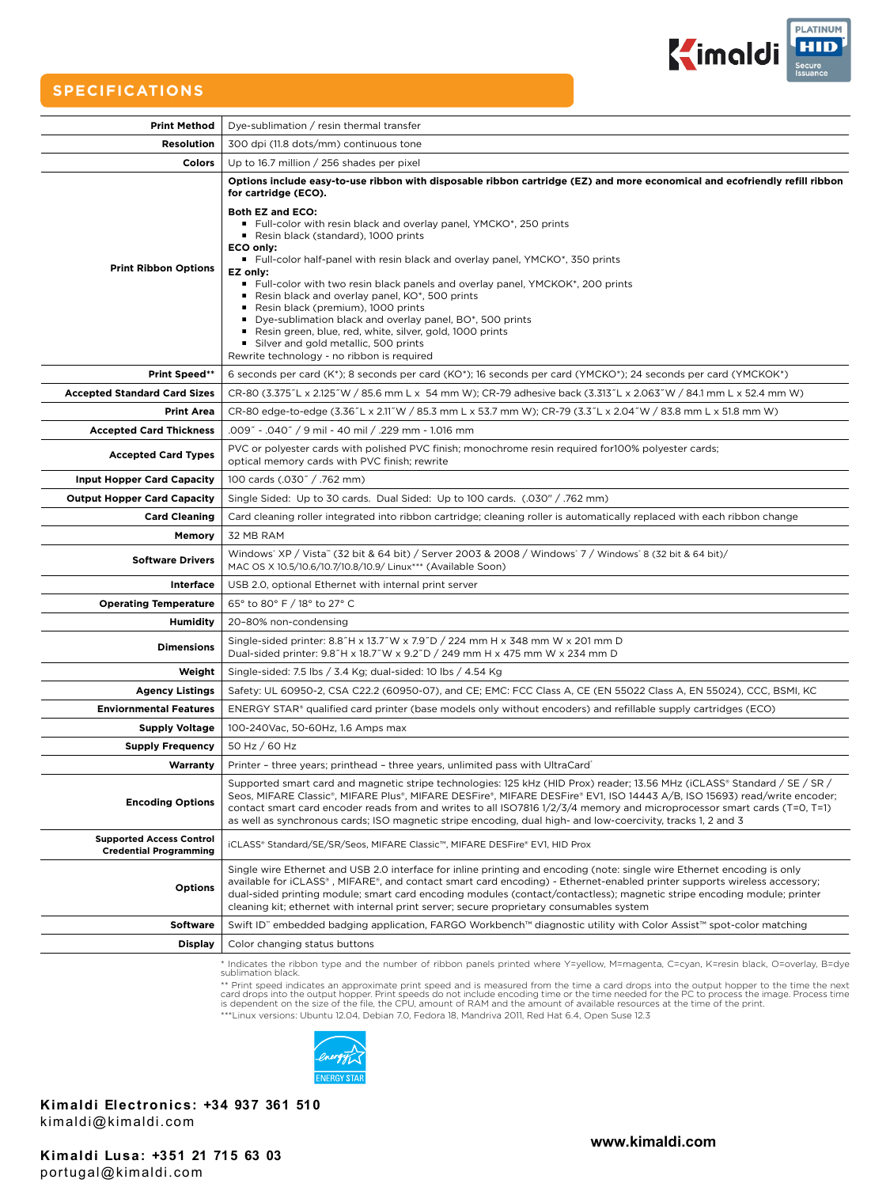## SPECIFICATIONS

| | |
|---|---|
| **Print Method** | Dye-sublimation / resin thermal transfer |
| **Resolution** | 300 dpi (11.8 dots/mm) continuous tone |
| **Colors** | Up to 16.7 million / 256 shades per pixel |
| **Print Ribbon Options** | **Options include easy-to-use ribbon with disposable ribbon cartridge (EZ) and more economical and ecofriendly refill ribbon for cartridge (ECO).**<br>**Both EZ and ECO:**<br>▪ Full-color with resin black and overlay panel, YMCKO*, 250 prints<br>▪ Resin black (standard), 1000 prints<br>**ECO only:**<br>▪ Full-color half-panel with resin black and overlay panel, YMCKO*, 350 prints<br>**EZ only:**<br>▪ Full-color with two resin black panels and overlay panel, YMCKOK*, 200 prints<br>▪ Resin black and overlay panel, KO*, 500 prints<br>▪ Resin black (premium), 1000 prints<br>▪ Dye-sublimation black and overlay panel, BO*, 500 prints<br>▪ Resin green, blue, red, white, silver, gold, 1000 prints<br>▪ Silver and gold metallic, 500 prints<br>Rewrite technology - no ribbon is required |
| **Print Speed**** | 6 seconds per card (K*); 8 seconds per card (KO*); 16 seconds per card (YMCKO*); 24 seconds per card (YMCKOK*) |
| **Accepted Standard Card Sizes** | CR-80 (3.375˝L x 2.125˝W / 85.6 mm L x 54 mm W); CR-79 adhesive back (3.313˝L x 2.063˝W / 84.1 mm L x 52.4 mm W) |
| **Print Area** | CR-80 edge-to-edge (3.36˝L x 2.11˝W / 85.3 mm L x 53.7 mm W); CR-79 (3.3˝L x 2.04˝W / 83.8 mm L x 51.8 mm W) |
| **Accepted Card Thickness** | .009˝ - .040˝ / 9 mil - 40 mil / .229 mm - 1.016 mm |
| **Accepted Card Types** | PVC or polyester cards with polished PVC finish; monochrome resin required for100% polyester cards; optical memory cards with PVC finish; rewrite |
| **Input Hopper Card Capacity** | 100 cards (.030˝ / .762 mm) |
| **Output Hopper Card Capacity** | Single Sided: Up to 30 cards. Dual Sided: Up to 100 cards. (.030" / .762 mm) |
| **Card Cleaning** | Card cleaning roller integrated into ribbon cartridge; cleaning roller is automatically replaced with each ribbon change |
| **Memory** | 32 MB RAM |
| **Software Drivers** | Windows® XP / Vista™ (32 bit & 64 bit) / Server 2003 & 2008 / Windows® 7 / Windows® 8 (32 bit & 64 bit)/ MAC OS X 10.5/10.6/10.7/10.8/10.9/ Linux*** (Available Soon) |
| **Interface** | USB 2.0, optional Ethernet with internal print server |
| **Operating Temperature** | 65° to 80° F / 18° to 27° C |
| **Humidity** | 20–80% non-condensing |
| **Dimensions** | Single-sided printer: 8.8˝H x 13.7˝W x 7.9˝D / 224 mm H x 348 mm W x 201 mm D<br>Dual-sided printer: 9.8˝H x 18.7˝W x 9.2˝D / 249 mm H x 475 mm W x 234 mm D |
| **Weight** | Single-sided: 7.5 lbs / 3.4 Kg; dual-sided: 10 lbs / 4.54 Kg |
| **Agency Listings** | Safety: UL 60950-2, CSA C22.2 (60950-07), and CE; EMC: FCC Class A, CE (EN 55022 Class A, EN 55024), CCC, BSMI, KC |
| **Enviornmental Features** | ENERGY STAR® qualified card printer (base models only without encoders) and refillable supply cartridges (ECO) |
| **Supply Voltage** | 100-240Vac, 50-60Hz, 1.6 Amps max |
| **Supply Frequency** | 50 Hz / 60 Hz |
| **Warranty** | Printer – three years; printhead – three years, unlimited pass with UltraCard® |
| **Encoding Options** | Supported smart card and magnetic stripe technologies: 125 kHz (HID Prox) reader; 13.56 MHz (iCLASS® Standard / SE / SR / Seos, MIFARE Classic®, MIFARE Plus®, MIFARE DESFire®, MIFARE DESFire® EV1, ISO 14443 A/B, ISO 15693) read/write encoder; contact smart card encoder reads from and writes to all ISO7816 1/2/3/4 memory and microprocessor smart cards (T=0, T=1) as well as synchronous cards; ISO magnetic stripe encoding, dual high- and low-coercivity, tracks 1, 2 and 3 |
| **Supported Access Control Credential Programming** | iCLASS® Standard/SE/SR/Seos, MIFARE Classic™, MIFARE DESFire® EV1, HID Prox |
| **Options** | Single wire Ethernet and USB 2.0 interface for inline printing and encoding (note: single wire Ethernet encoding is only available for iCLASS® , MIFARE®, and contact smart card encoding) - Ethernet-enabled printer supports wireless accessory; dual-sided printing module; smart card encoding modules (contact/contactless); magnetic stripe encoding module; printer cleaning kit; ethernet with internal print server; secure proprietary consumables system |
| **Software** | Swift ID™ embedded badging application, FARGO Workbench™ diagnostic utility with Color Assist™ spot-color matching |
| **Display** | Color changing status buttons |

\* Indicates the ribbon type and the number of ribbon panels printed where Y=yellow, M=magenta, C=cyan, K=resin black, O=overlay, B=dye sublimation black.

\*\* Print speed indicates an approximate print speed and is measured from the time a card drops into the output hopper to the time the next card drops into the output hopper. Print speeds do not include encoding time or the time needed for the PC to process the image. Process time is dependent on the size of the file, the CPU, amount of RAM and the amount of available resources at the time of the print.

\*\*\*Linux versions: Ubuntu 12.04, Debian 7.0, Fedora 18, Mandriva 2011, Red Hat 6.4, Open Suse 12.3

**Kimaldi Electronics: +34 937 361 510**
kimaldi@kimaldi.com

**Kimaldi Lusa: +351 21 715 63 03**
portugal@kimaldi.com

**www.kimaldi.com**